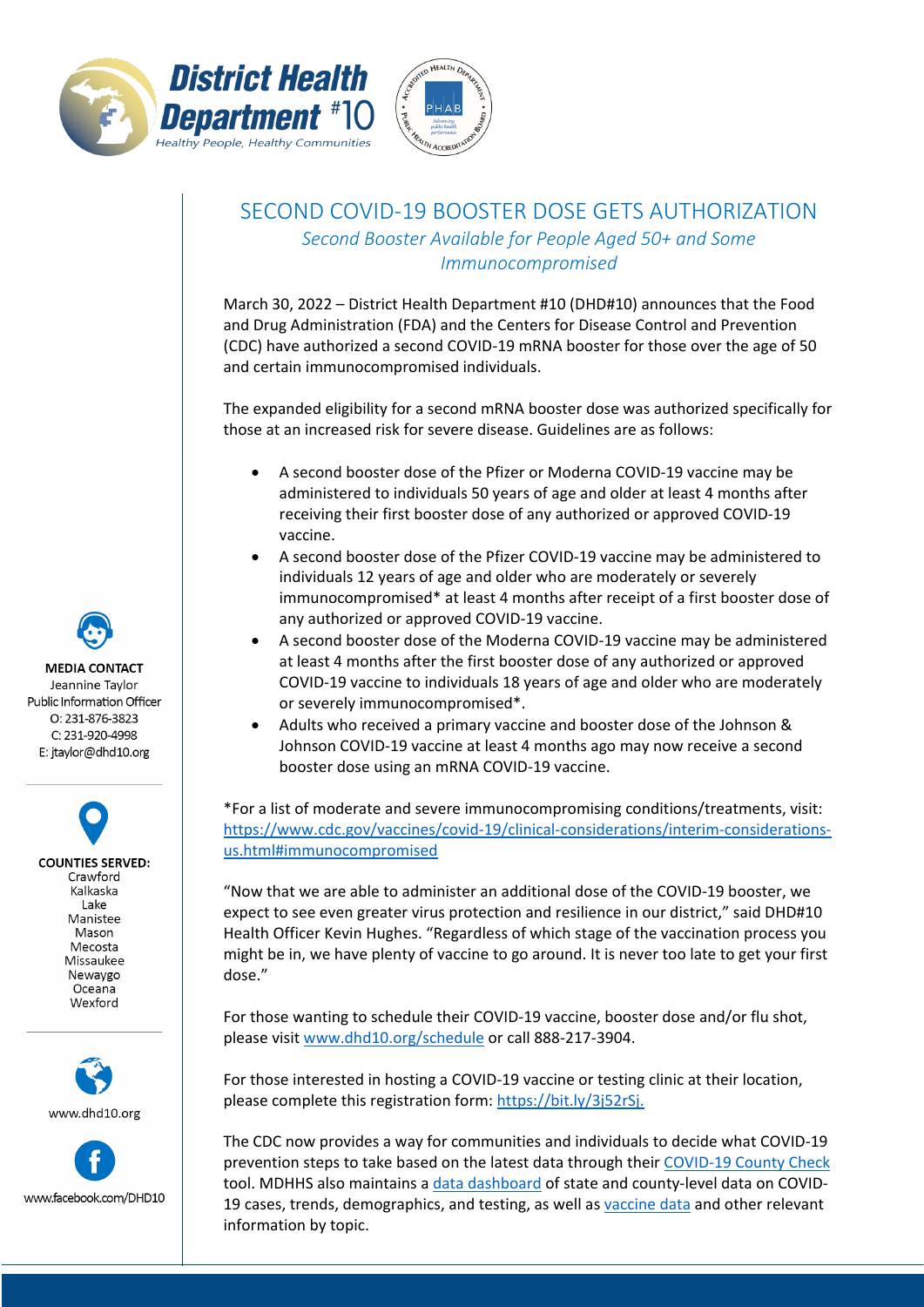**District Health Department #10**

*Healthy People, Healthy Communities*

# SECOND COVID-19 BOOSTER DOSE GETS AUTHORIZATION

*Second Booster Available for People Aged 50+ and Some Immunocompromised*

March 30, 2022 – District Health Department #10 (DHD#10) announces that the Food and Drug Administration (FDA) and the Centers for Disease Control and Prevention (CDC) have authorized a second COVID-19 mRNA booster for those over the age of 50 and certain immunocompromised individuals.

The expanded eligibility for a second mRNA booster dose was authorized specifically for those at an increased risk for severe disease. Guidelines are as follows:

- A second booster dose of the Pfizer or Moderna COVID-19 vaccine may be administered to individuals 50 years of age and older at least 4 months after receiving their first booster dose of any authorized or approved COVID-19 vaccine.
- A second booster dose of the Pfizer COVID-19 vaccine may be administered to individuals 12 years of age and older who are moderately or severely immunocompromised* at least 4 months after receipt of a first booster dose of any authorized or approved COVID-19 vaccine.
- A second booster dose of the Moderna COVID-19 vaccine may be administered at least 4 months after the first booster dose of any authorized or approved COVID-19 vaccine to individuals 18 years of age and older who are moderately or severely immunocompromised*.
- Adults who received a primary vaccine and booster dose of the Johnson & Johnson COVID-19 vaccine at least 4 months ago may now receive a second booster dose using an mRNA COVID-19 vaccine.

*For a list of moderate and severe immunocompromising conditions/treatments, visit: https://www.cdc.gov/vaccines/covid-19/clinical-considerations/interim-considerations-us.html#immunocompromised

"Now that we are able to administer an additional dose of the COVID-19 booster, we expect to see even greater virus protection and resilience in our district," said DHD#10 Health Officer Kevin Hughes. "Regardless of which stage of the vaccination process you might be in, we have plenty of vaccine to go around. It is never too late to get your first dose."

For those wanting to schedule their COVID-19 vaccine, booster dose and/or flu shot, please visit www.dhd10.org/schedule or call 888-217-3904.

For those interested in hosting a COVID-19 vaccine or testing clinic at their location, please complete this registration form: https://bit.ly/3j52rSj.

The CDC now provides a way for communities and individuals to decide what COVID-19 prevention steps to take based on the latest data through their COVID-19 County Check tool. MDHHS also maintains a data dashboard of state and county-level data on COVID-19 cases, trends, demographics, and testing, as well as vaccine data and other relevant information by topic.

**MEDIA CONTACT**
Jeannine Taylor
Public Information Officer
O: 231-876-3823
C: 231-920-4998
E: jtaylor@dhd10.org

**COUNTIES SERVED:**
Crawford
Kalkaska
Lake
Manistee
Mason
Mecosta
Missaukee
Newaygo
Oceana
Wexford

www.dhd10.org

www.facebook.com/DHD10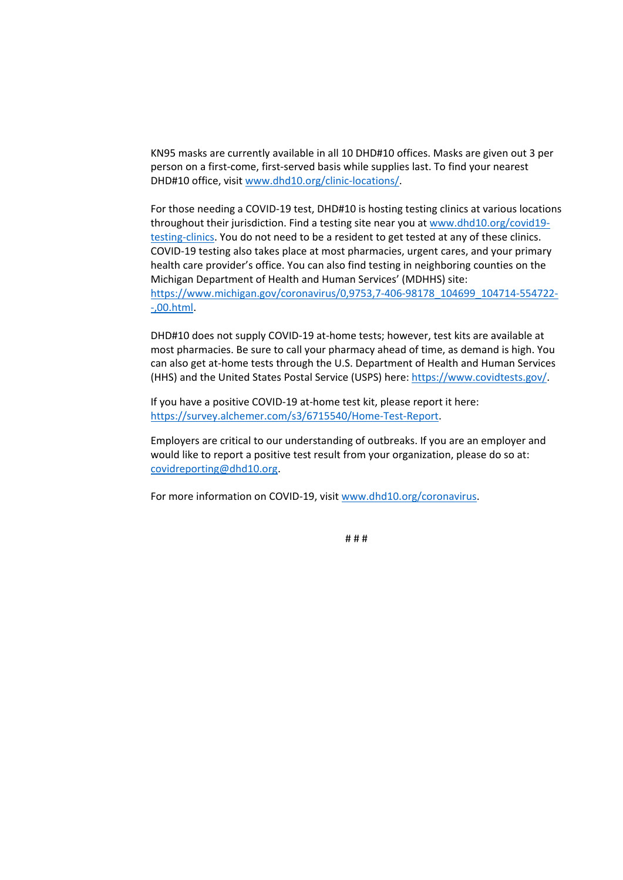KN95 masks are currently available in all 10 DHD#10 offices. Masks are given out 3 per person on a first-come, first-served basis while supplies last. To find your nearest DHD#10 office, visit www.dhd10.org/clinic-locations/.

For those needing a COVID-19 test, DHD#10 is hosting testing clinics at various locations throughout their jurisdiction. Find a testing site near you at www.dhd10.org/covid19-testing-clinics. You do not need to be a resident to get tested at any of these clinics. COVID-19 testing also takes place at most pharmacies, urgent cares, and your primary health care provider's office. You can also find testing in neighboring counties on the Michigan Department of Health and Human Services' (MDHHS) site: https://www.michigan.gov/coronavirus/0,9753,7-406-98178_104699_104714-554722--,00.html.

DHD#10 does not supply COVID-19 at-home tests; however, test kits are available at most pharmacies. Be sure to call your pharmacy ahead of time, as demand is high. You can also get at-home tests through the U.S. Department of Health and Human Services (HHS) and the United States Postal Service (USPS) here: https://www.covidtests.gov/.

If you have a positive COVID-19 at-home test kit, please report it here: https://survey.alchemer.com/s3/6715540/Home-Test-Report.

Employers are critical to our understanding of outbreaks. If you are an employer and would like to report a positive test result from your organization, please do so at: covidreporting@dhd10.org.

For more information on COVID-19, visit www.dhd10.org/coronavirus.

# # #